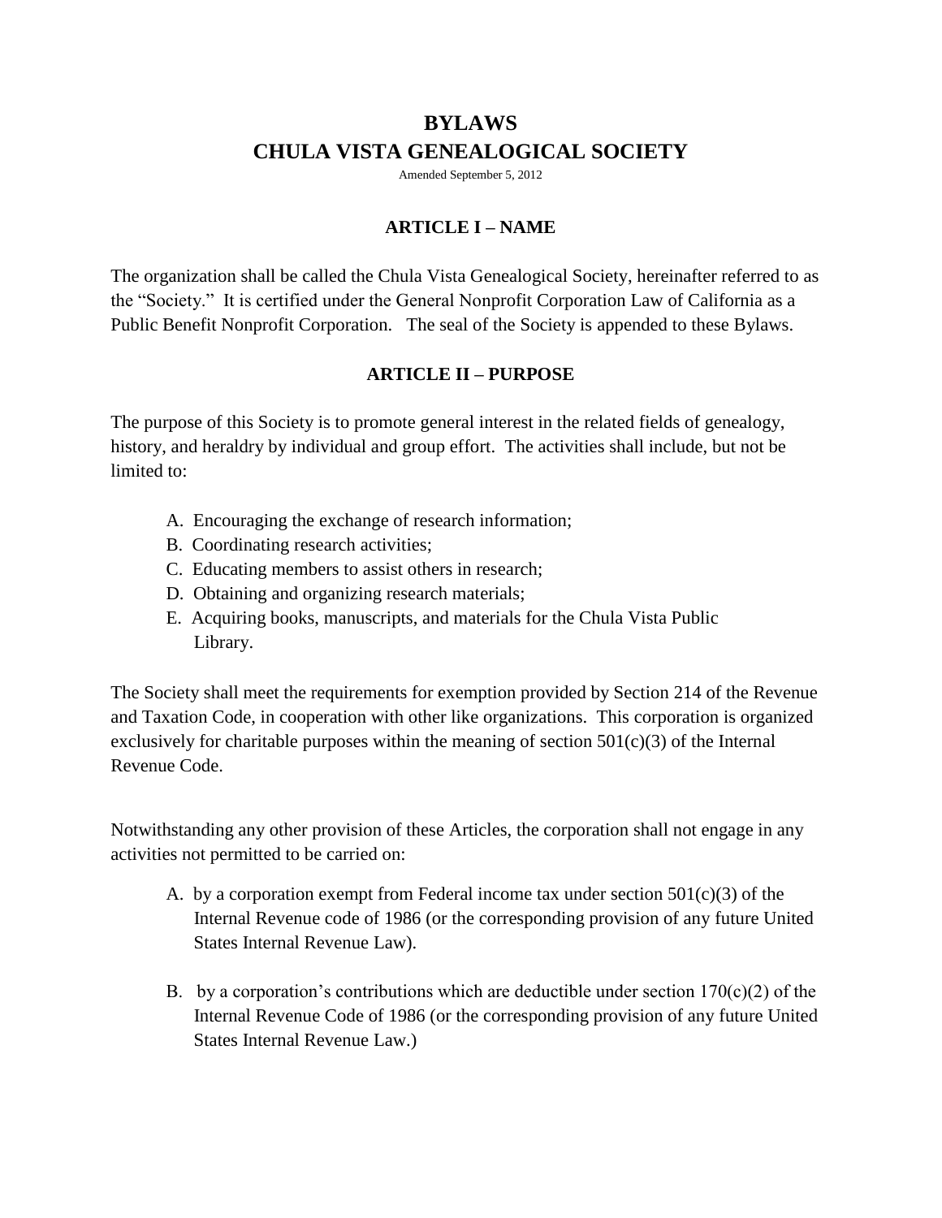# BYLAWS
# CHULA VISTA GENEALOGICAL SOCIETY

Amended September 5, 2012

## ARTICLE I – NAME

The organization shall be called the Chula Vista Genealogical Society, hereinafter referred to as the "Society." It is certified under the General Nonprofit Corporation Law of California as a Public Benefit Nonprofit Corporation. The seal of the Society is appended to these Bylaws.

## ARTICLE II – PURPOSE

The purpose of this Society is to promote general interest in the related fields of genealogy, history, and heraldry by individual and group effort. The activities shall include, but not be limited to:

A. Encouraging the exchange of research information;
B. Coordinating research activities;
C. Educating members to assist others in research;
D. Obtaining and organizing research materials;
E. Acquiring books, manuscripts, and materials for the Chula Vista Public Library.

The Society shall meet the requirements for exemption provided by Section 214 of the Revenue and Taxation Code, in cooperation with other like organizations. This corporation is organized exclusively for charitable purposes within the meaning of section 501(c)(3) of the Internal Revenue Code.

Notwithstanding any other provision of these Articles, the corporation shall not engage in any activities not permitted to be carried on:

A. by a corporation exempt from Federal income tax under section 501(c)(3) of the Internal Revenue code of 1986 (or the corresponding provision of any future United States Internal Revenue Law).

B. by a corporation's contributions which are deductible under section 170(c)(2) of the Internal Revenue Code of 1986 (or the corresponding provision of any future United States Internal Revenue Law.)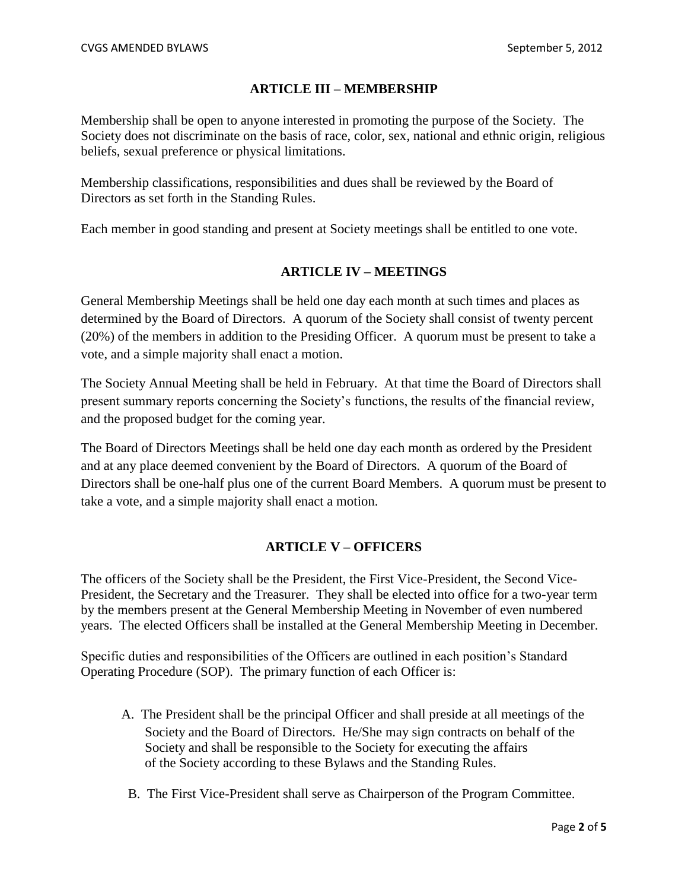## ARTICLE III – MEMBERSHIP

Membership shall be open to anyone interested in promoting the purpose of the Society. The Society does not discriminate on the basis of race, color, sex, national and ethnic origin, religious beliefs, sexual preference or physical limitations.

Membership classifications, responsibilities and dues shall be reviewed by the Board of Directors as set forth in the Standing Rules.

Each member in good standing and present at Society meetings shall be entitled to one vote.

## ARTICLE IV – MEETINGS

General Membership Meetings shall be held one day each month at such times and places as determined by the Board of Directors. A quorum of the Society shall consist of twenty percent (20%) of the members in addition to the Presiding Officer. A quorum must be present to take a vote, and a simple majority shall enact a motion.

The Society Annual Meeting shall be held in February. At that time the Board of Directors shall present summary reports concerning the Society's functions, the results of the financial review, and the proposed budget for the coming year.

The Board of Directors Meetings shall be held one day each month as ordered by the President and at any place deemed convenient by the Board of Directors. A quorum of the Board of Directors shall be one-half plus one of the current Board Members. A quorum must be present to take a vote, and a simple majority shall enact a motion.

## ARTICLE V – OFFICERS

The officers of the Society shall be the President, the First Vice-President, the Second Vice-President, the Secretary and the Treasurer. They shall be elected into office for a two-year term by the members present at the General Membership Meeting in November of even numbered years. The elected Officers shall be installed at the General Membership Meeting in December.

Specific duties and responsibilities of the Officers are outlined in each position's Standard Operating Procedure (SOP). The primary function of each Officer is:

A. The President shall be the principal Officer and shall preside at all meetings of the Society and the Board of Directors. He/She may sign contracts on behalf of the Society and shall be responsible to the Society for executing the affairs of the Society according to these Bylaws and the Standing Rules.

B. The First Vice-President shall serve as Chairperson of the Program Committee.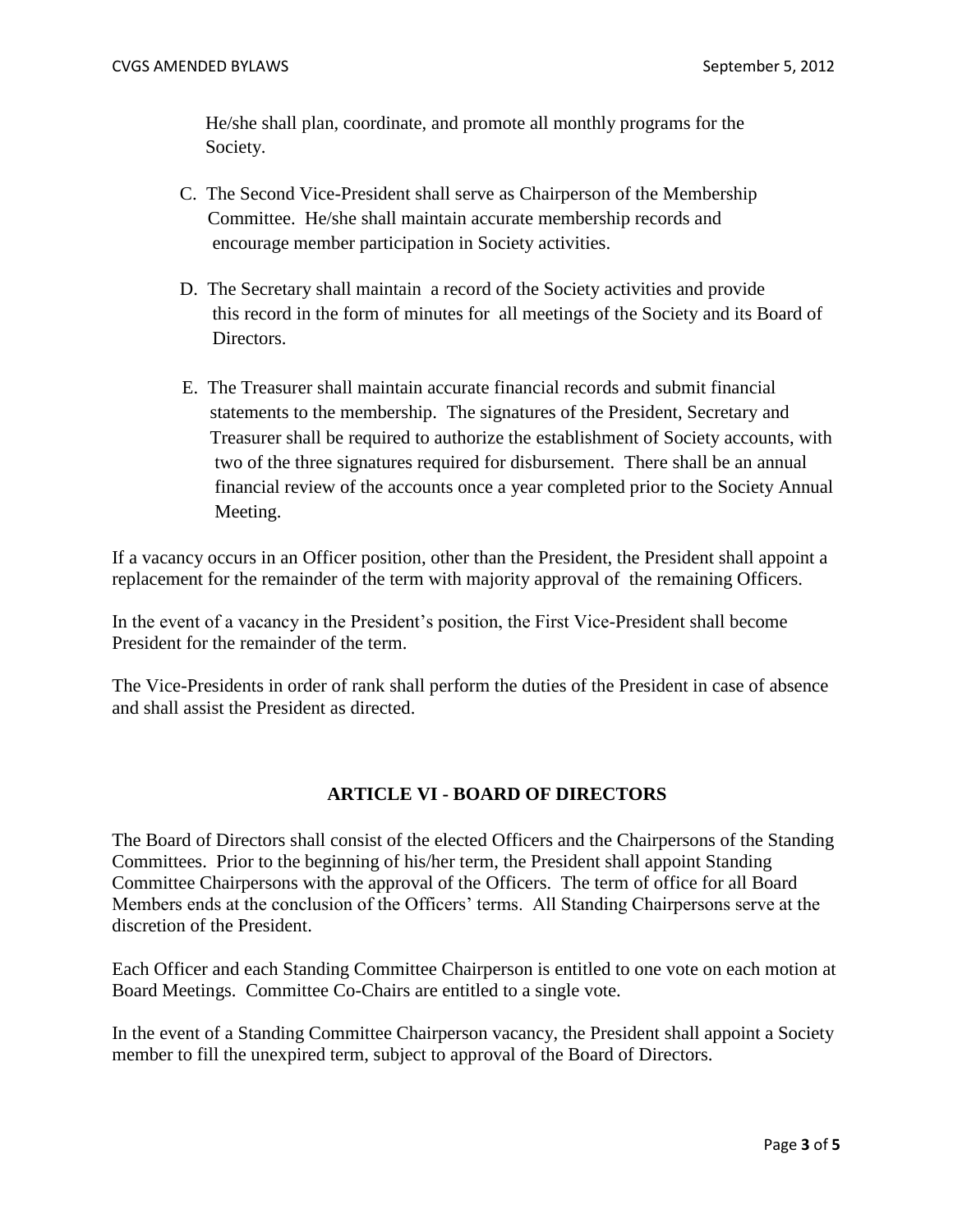He/she shall plan, coordinate, and promote all monthly programs for the Society.

C. The Second Vice-President shall serve as Chairperson of the Membership Committee. He/she shall maintain accurate membership records and encourage member participation in Society activities.

D. The Secretary shall maintain a record of the Society activities and provide this record in the form of minutes for all meetings of the Society and its Board of Directors.

E. The Treasurer shall maintain accurate financial records and submit financial statements to the membership. The signatures of the President, Secretary and Treasurer shall be required to authorize the establishment of Society accounts, with two of the three signatures required for disbursement. There shall be an annual financial review of the accounts once a year completed prior to the Society Annual Meeting.

If a vacancy occurs in an Officer position, other than the President, the President shall appoint a replacement for the remainder of the term with majority approval of the remaining Officers.

In the event of a vacancy in the President's position, the First Vice-President shall become President for the remainder of the term.

The Vice-Presidents in order of rank shall perform the duties of the President in case of absence and shall assist the President as directed.

## ARTICLE VI - BOARD OF DIRECTORS

The Board of Directors shall consist of the elected Officers and the Chairpersons of the Standing Committees. Prior to the beginning of his/her term, the President shall appoint Standing Committee Chairpersons with the approval of the Officers. The term of office for all Board Members ends at the conclusion of the Officers' terms. All Standing Chairpersons serve at the discretion of the President.

Each Officer and each Standing Committee Chairperson is entitled to one vote on each motion at Board Meetings. Committee Co-Chairs are entitled to a single vote.

In the event of a Standing Committee Chairperson vacancy, the President shall appoint a Society member to fill the unexpired term, subject to approval of the Board of Directors.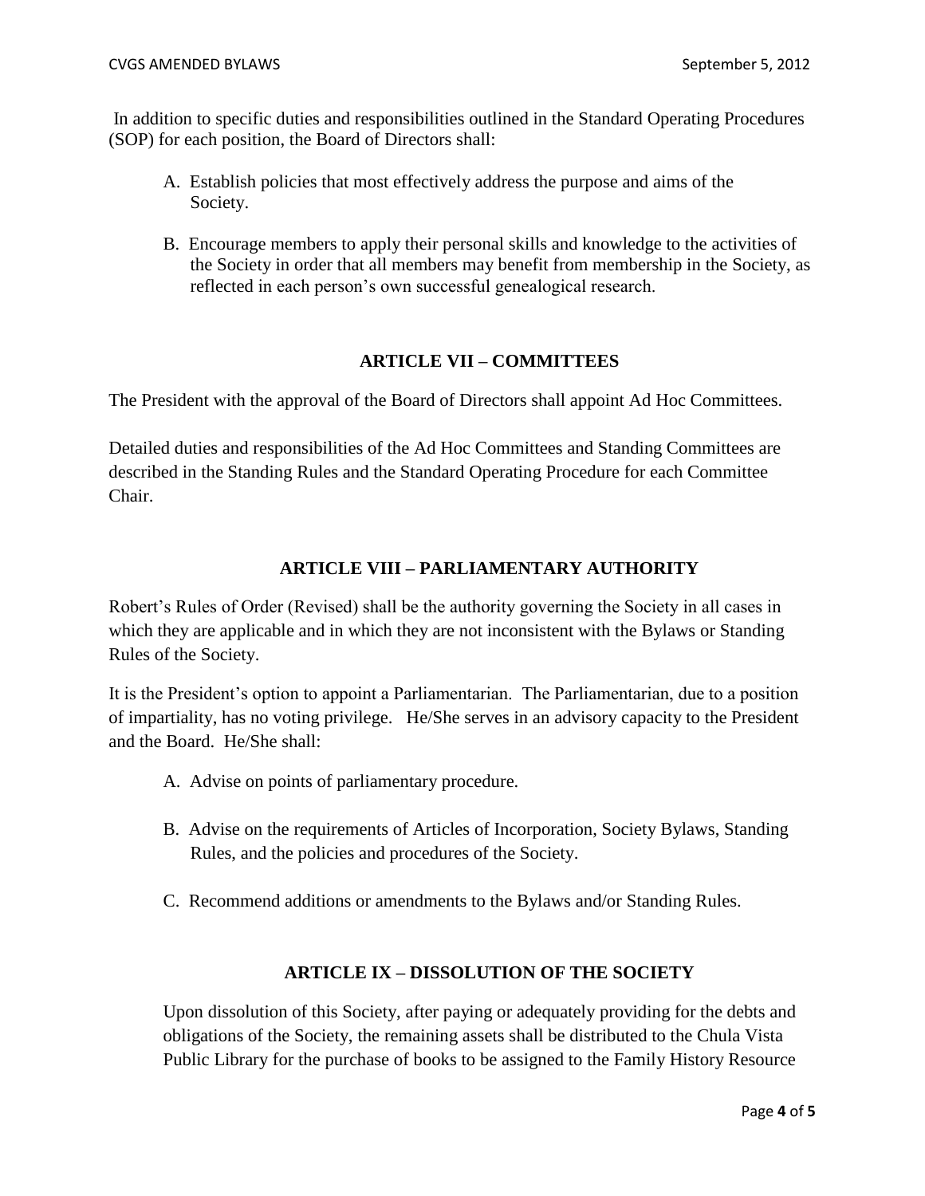In addition to specific duties and responsibilities outlined in the Standard Operating Procedures (SOP) for each position, the Board of Directors shall:

A. Establish policies that most effectively address the purpose and aims of the Society.

B. Encourage members to apply their personal skills and knowledge to the activities of the Society in order that all members may benefit from membership in the Society, as reflected in each person's own successful genealogical research.

## ARTICLE VII – COMMITTEES

The President with the approval of the Board of Directors shall appoint Ad Hoc Committees.

Detailed duties and responsibilities of the Ad Hoc Committees and Standing Committees are described in the Standing Rules and the Standard Operating Procedure for each Committee Chair.

## ARTICLE VIII – PARLIAMENTARY AUTHORITY

Robert's Rules of Order (Revised) shall be the authority governing the Society in all cases in which they are applicable and in which they are not inconsistent with the Bylaws or Standing Rules of the Society.

It is the President's option to appoint a Parliamentarian. The Parliamentarian, due to a position of impartiality, has no voting privilege. He/She serves in an advisory capacity to the President and the Board. He/She shall:

A. Advise on points of parliamentary procedure.

B. Advise on the requirements of Articles of Incorporation, Society Bylaws, Standing Rules, and the policies and procedures of the Society.

C. Recommend additions or amendments to the Bylaws and/or Standing Rules.

## ARTICLE IX – DISSOLUTION OF THE SOCIETY

Upon dissolution of this Society, after paying or adequately providing for the debts and obligations of the Society, the remaining assets shall be distributed to the Chula Vista Public Library for the purchase of books to be assigned to the Family History Resource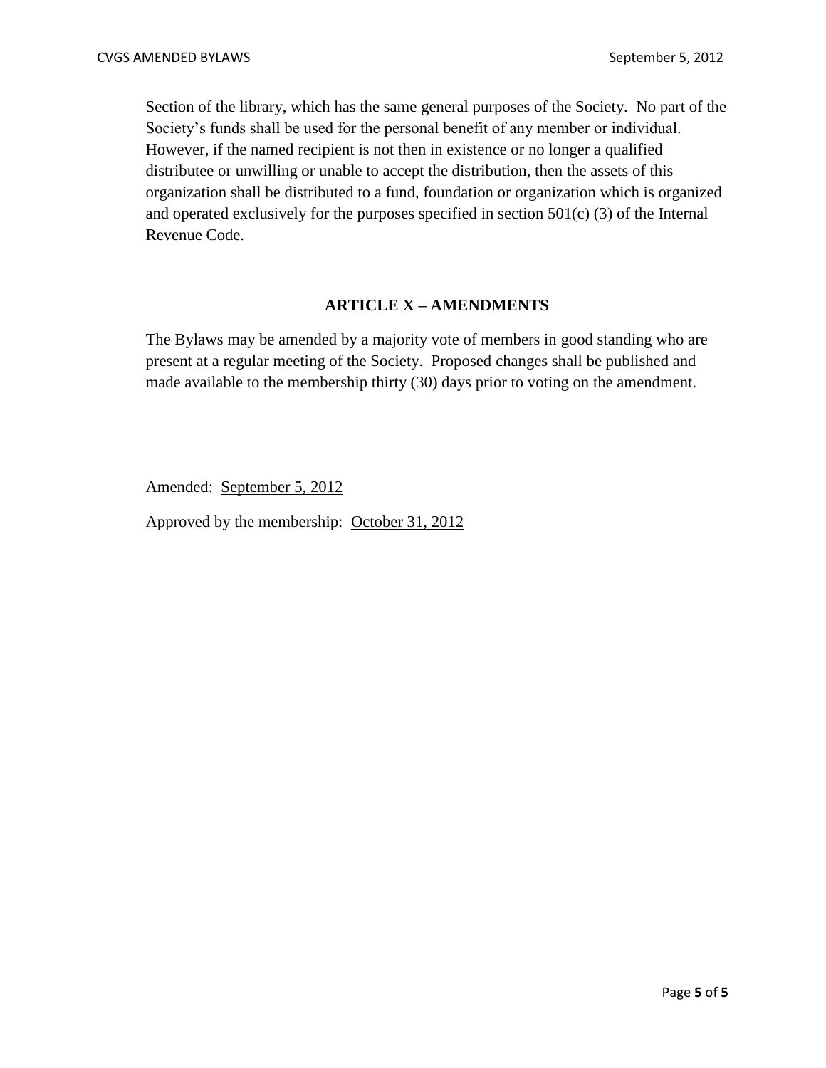Section of the library, which has the same general purposes of the Society. No part of the Society's funds shall be used for the personal benefit of any member or individual. However, if the named recipient is not then in existence or no longer a qualified distributee or unwilling or unable to accept the distribution, then the assets of this organization shall be distributed to a fund, foundation or organization which is organized and operated exclusively for the purposes specified in section 501(c) (3) of the Internal Revenue Code.

## ARTICLE X – AMENDMENTS

The Bylaws may be amended by a majority vote of members in good standing who are present at a regular meeting of the Society. Proposed changes shall be published and made available to the membership thirty (30) days prior to voting on the amendment.

Amended: September 5, 2012

Approved by the membership: October 31, 2012